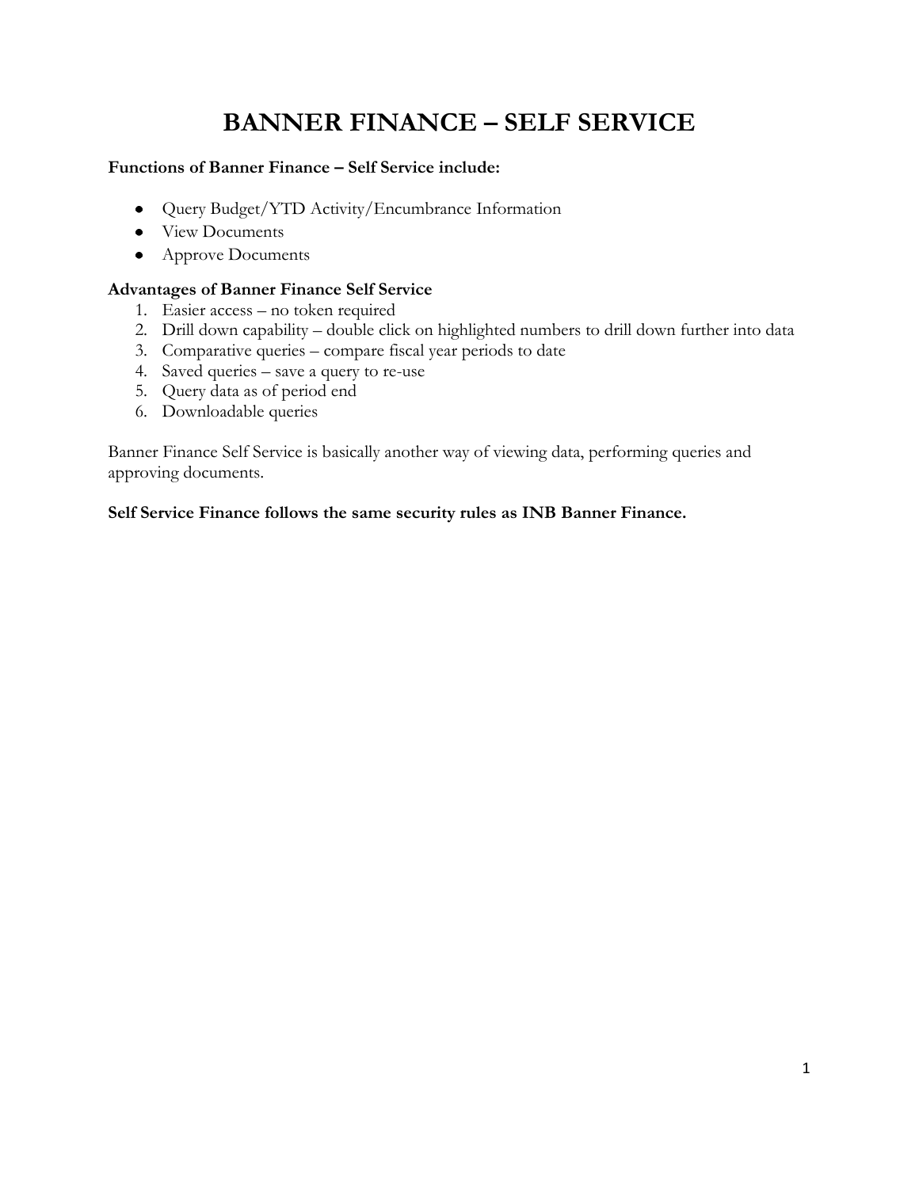# BANNER FINANCE – SELF SERVICE

**Functions of Banner Finance – Self Service include:**

- Query Budget/YTD Activity/Encumbrance Information
- View Documents
- Approve Documents

**Advantages of Banner Finance Self Service**

1. Easier access – no token required
2. Drill down capability – double click on highlighted numbers to drill down further into data
3. Comparative queries – compare fiscal year periods to date
4. Saved queries – save a query to re-use
5. Query data as of period end
6. Downloadable queries

Banner Finance Self Service is basically another way of viewing data, performing queries and approving documents.

**Self Service Finance follows the same security rules as INB Banner Finance.**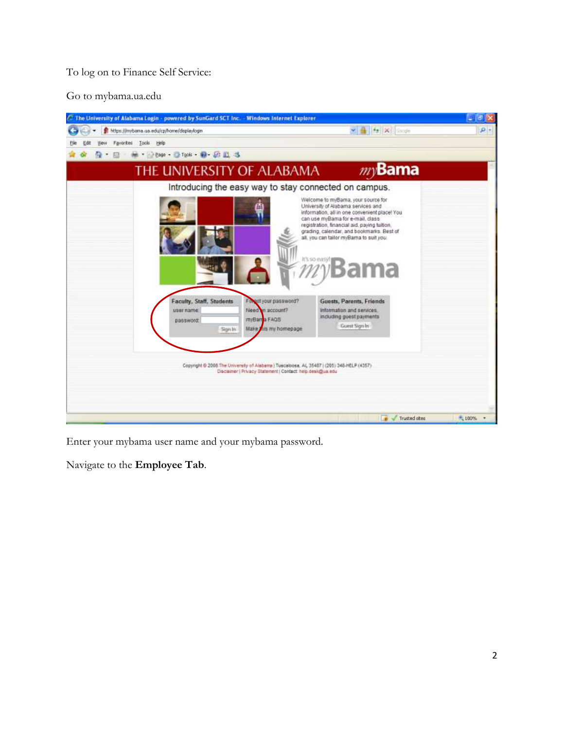To log on to Finance Self Service:

Go to mybama.ua.edu

Enter your mybama user name and your mybama password.

Navigate to the **Employee Tab**.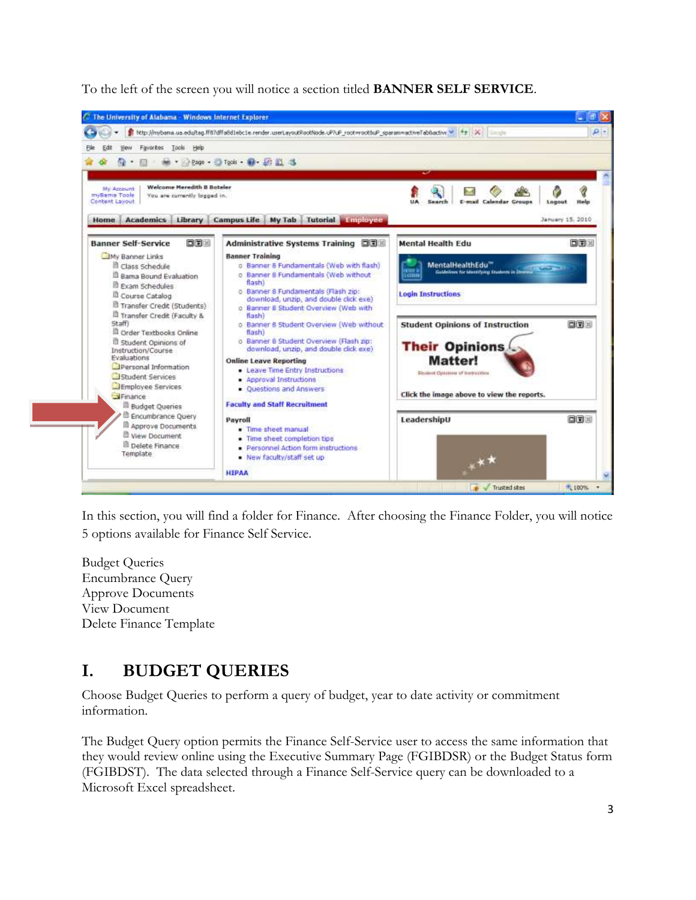To the left of the screen you will notice a section titled **BANNER SELF SERVICE**.

In this section, you will find a folder for Finance. After choosing the Finance Folder, you will notice 5 options available for Finance Self Service.

Budget Queries  
Encumbrance Query  
Approve Documents  
View Document  
Delete Finance Template

# I. BUDGET QUERIES

Choose Budget Queries to perform a query of budget, year to date activity or commitment information.

The Budget Query option permits the Finance Self-Service user to access the same information that they would review online using the Executive Summary Page (FGIBDSR) or the Budget Status form (FGIBDST). The data selected through a Finance Self-Service query can be downloaded to a Microsoft Excel spreadsheet.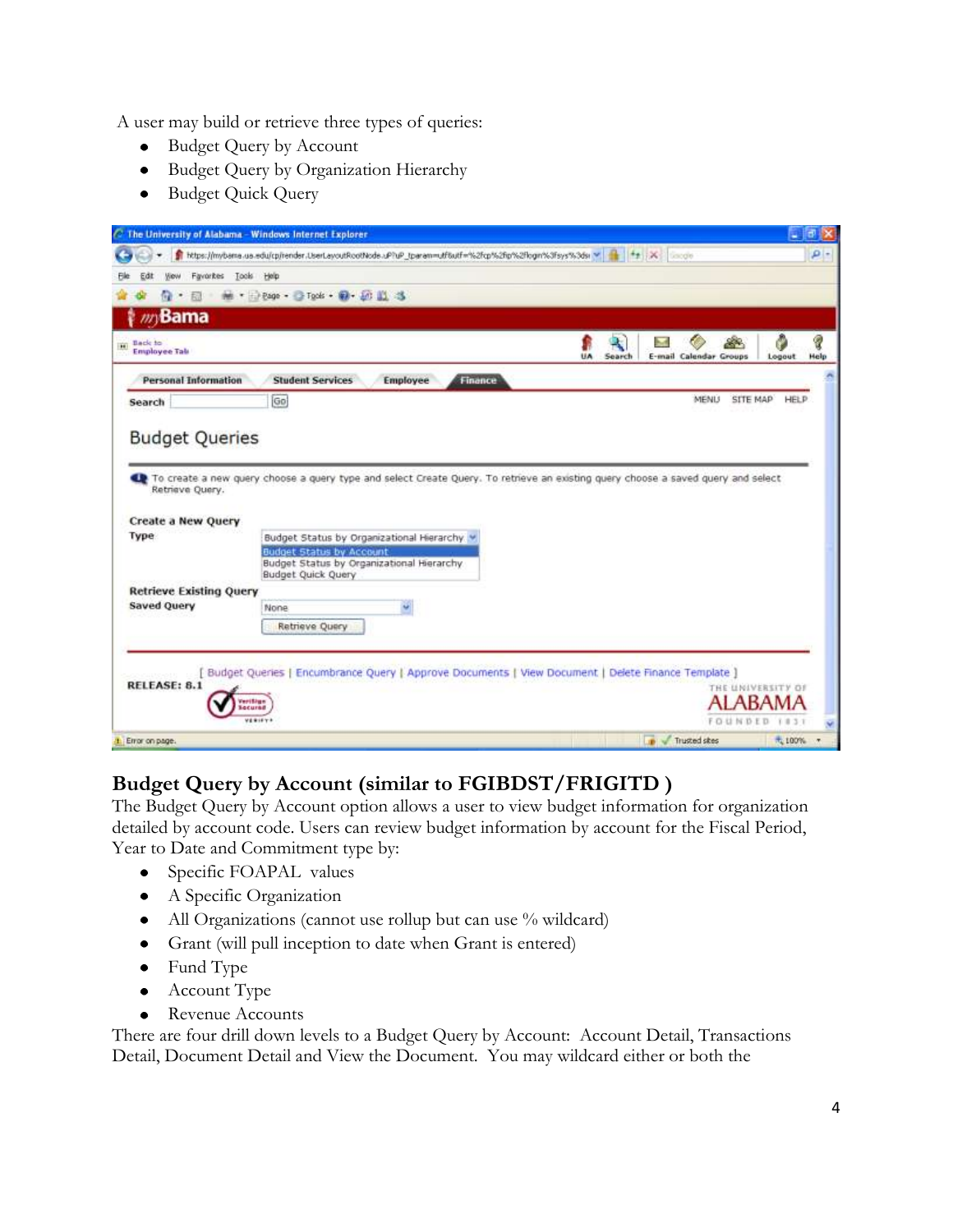A user may build or retrieve three types of queries:

- Budget Query by Account
- Budget Query by Organization Hierarchy
- Budget Quick Query

## Budget Query by Account (similar to FGIBDST/FRIGITD )

The Budget Query by Account option allows a user to view budget information for organization detailed by account code. Users can review budget information by account for the Fiscal Period, Year to Date and Commitment type by:

- Specific FOAPAL values
- A Specific Organization
- All Organizations (cannot use rollup but can use % wildcard)
- Grant (will pull inception to date when Grant is entered)
- Fund Type
- Account Type
- Revenue Accounts

There are four drill down levels to a Budget Query by Account: Account Detail, Transactions Detail, Document Detail and View the Document. You may wildcard either or both the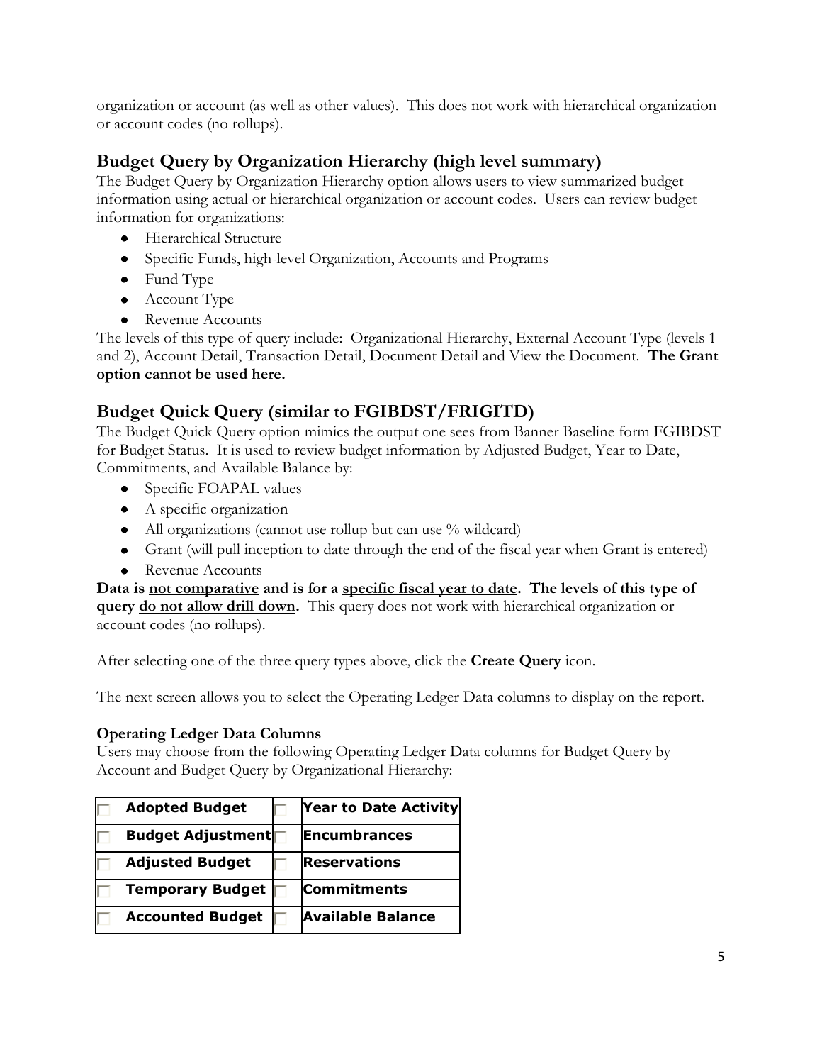organization or account (as well as other values). This does not work with hierarchical organization or account codes (no rollups).

## Budget Query by Organization Hierarchy (high level summary)

The Budget Query by Organization Hierarchy option allows users to view summarized budget information using actual or hierarchical organization or account codes. Users can review budget information for organizations:

- Hierarchical Structure
- Specific Funds, high-level Organization, Accounts and Programs
- Fund Type
- Account Type
- Revenue Accounts

The levels of this type of query include: Organizational Hierarchy, External Account Type (levels 1 and 2), Account Detail, Transaction Detail, Document Detail and View the Document. **The Grant option cannot be used here.**

## Budget Quick Query (similar to FGIBDST/FRIGITD)

The Budget Quick Query option mimics the output one sees from Banner Baseline form FGIBDST for Budget Status. It is used to review budget information by Adjusted Budget, Year to Date, Commitments, and Available Balance by:

- Specific FOAPAL values
- A specific organization
- All organizations (cannot use rollup but can use % wildcard)
- Grant (will pull inception to date through the end of the fiscal year when Grant is entered)
- Revenue Accounts

**Data is <u>not comparative</u> and is for a <u>specific fiscal year to date</u>. The levels of this type of query <u>do not allow drill down</u>.** This query does not work with hierarchical organization or account codes (no rollups).

After selecting one of the three query types above, click the **Create Query** icon.

The next screen allows you to select the Operating Ledger Data columns to display on the report.

#### Operating Ledger Data Columns

Users may choose from the following Operating Ledger Data columns for Budget Query by Account and Budget Query by Organizational Hierarchy:

| | | | |
|---|---|---|---|
| ☐ | **Adopted Budget** | ☐ | **Year to Date Activity** |
| ☐ | **Budget Adjustment** | ☐ | **Encumbrances** |
| ☐ | **Adjusted Budget** | ☐ | **Reservations** |
| ☐ | **Temporary Budget** | ☐ | **Commitments** |
| ☐ | **Accounted Budget** | ☐ | **Available Balance** |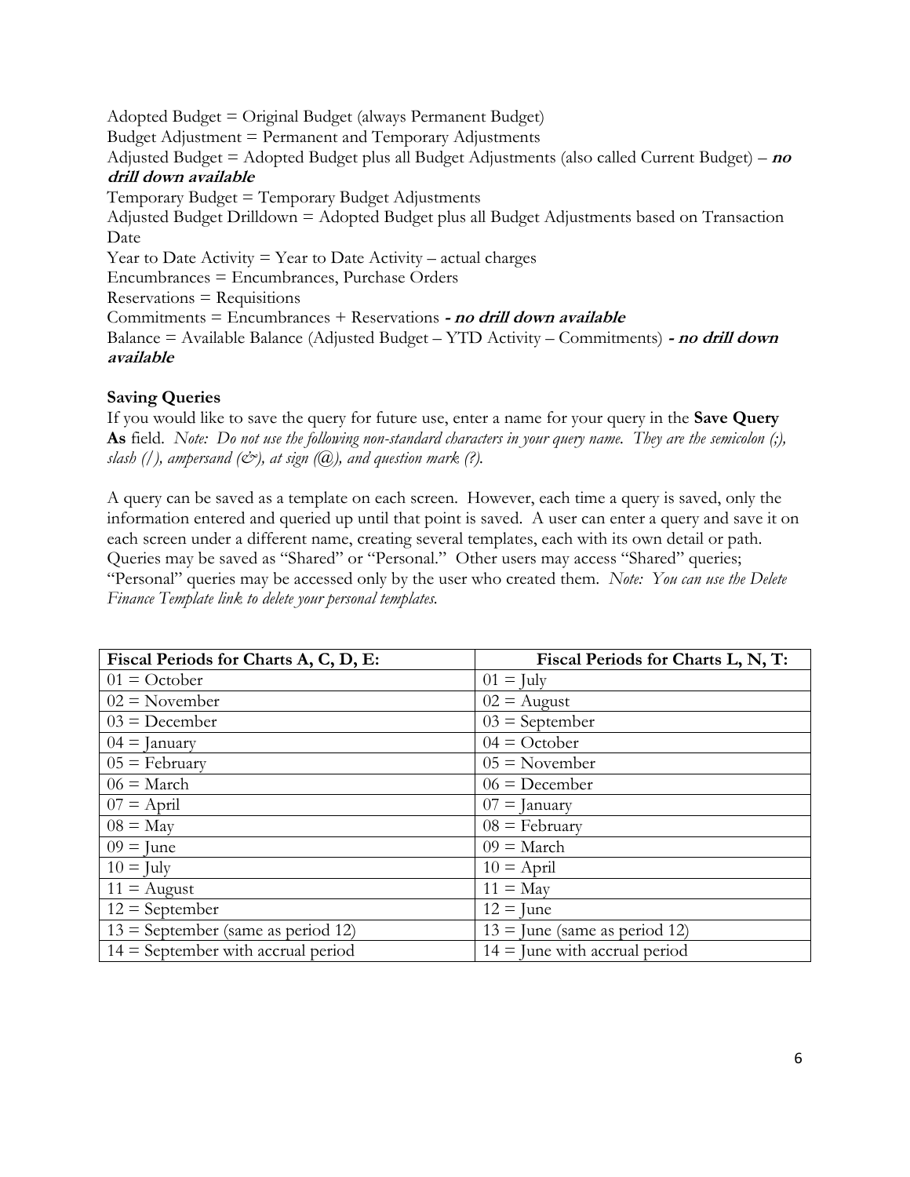Adopted Budget = Original Budget (always Permanent Budget)
Budget Adjustment = Permanent and Temporary Adjustments
Adjusted Budget = Adopted Budget plus all Budget Adjustments (also called Current Budget) – ***no drill down available***
Temporary Budget = Temporary Budget Adjustments
Adjusted Budget Drilldown = Adopted Budget plus all Budget Adjustments based on Transaction Date
Year to Date Activity = Year to Date Activity – actual charges
Encumbrances = Encumbrances, Purchase Orders
Reservations = Requisitions
Commitments = Encumbrances + Reservations ***- no drill down available***
Balance = Available Balance (Adjusted Budget – YTD Activity – Commitments) ***- no drill down available***

**Saving Queries**

If you would like to save the query for future use, enter a name for your query in the **Save Query As** field. *Note: Do not use the following non-standard characters in your query name. They are the semicolon (;), slash (/), ampersand (&), at sign (@), and question mark (?).*

A query can be saved as a template on each screen. However, each time a query is saved, only the information entered and queried up until that point is saved. A user can enter a query and save it on each screen under a different name, creating several templates, each with its own detail or path. Queries may be saved as "Shared" or "Personal." Other users may access "Shared" queries; "Personal" queries may be accessed only by the user who created them. *Note: You can use the Delete Finance Template link to delete your personal templates.*

| Fiscal Periods for Charts A, C, D, E: | Fiscal Periods for Charts L, N, T: |
|---|---|
| 01 = October | 01 = July |
| 02 = November | 02 = August |
| 03 = December | 03 = September |
| 04 = January | 04 = October |
| 05 = February | 05 = November |
| 06 = March | 06 = December |
| 07 = April | 07 = January |
| 08 = May | 08 = February |
| 09 = June | 09 = March |
| 10 = July | 10 = April |
| 11 = August | 11 = May |
| 12 = September | 12 = June |
| 13 = September (same as period 12) | 13 = June (same as period 12) |
| 14 = September with accrual period | 14 = June with accrual period |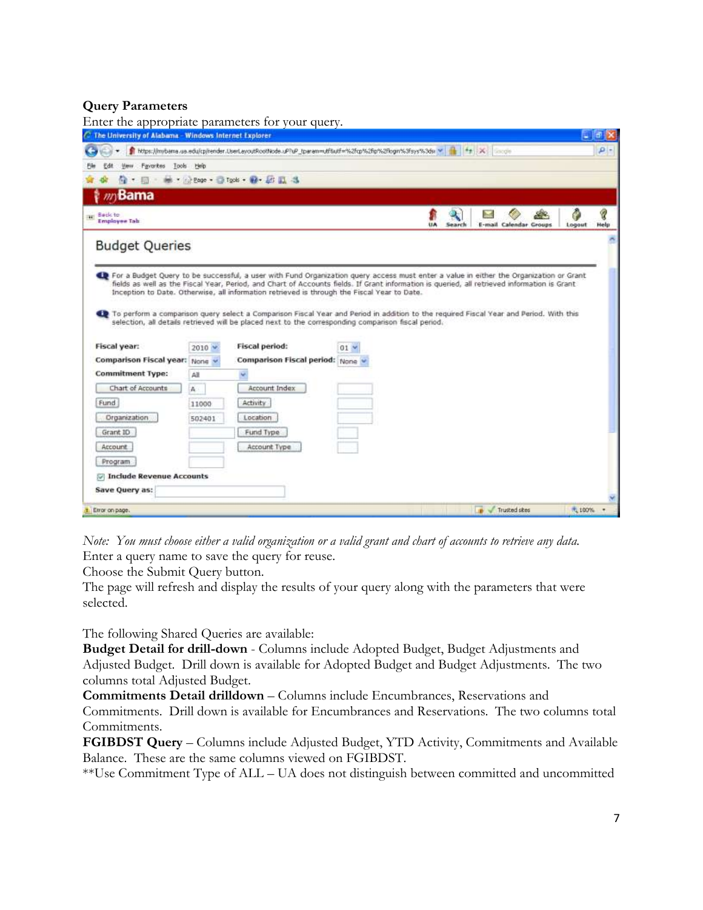**Query Parameters**

Enter the appropriate parameters for your query.

*Note: You must choose either a valid organization or a valid grant and chart of accounts to retrieve any data.*

Enter a query name to save the query for reuse.

Choose the Submit Query button.

The page will refresh and display the results of your query along with the parameters that were selected.

The following Shared Queries are available:

**Budget Detail for drill-down** - Columns include Adopted Budget, Budget Adjustments and Adjusted Budget. Drill down is available for Adopted Budget and Budget Adjustments. The two columns total Adjusted Budget.

**Commitments Detail drilldown** – Columns include Encumbrances, Reservations and Commitments. Drill down is available for Encumbrances and Reservations. The two columns total Commitments.

**FGIBDST Query** – Columns include Adjusted Budget, YTD Activity, Commitments and Available Balance. These are the same columns viewed on FGIBDST.

**Use Commitment Type of ALL – UA does not distinguish between committed and uncommitted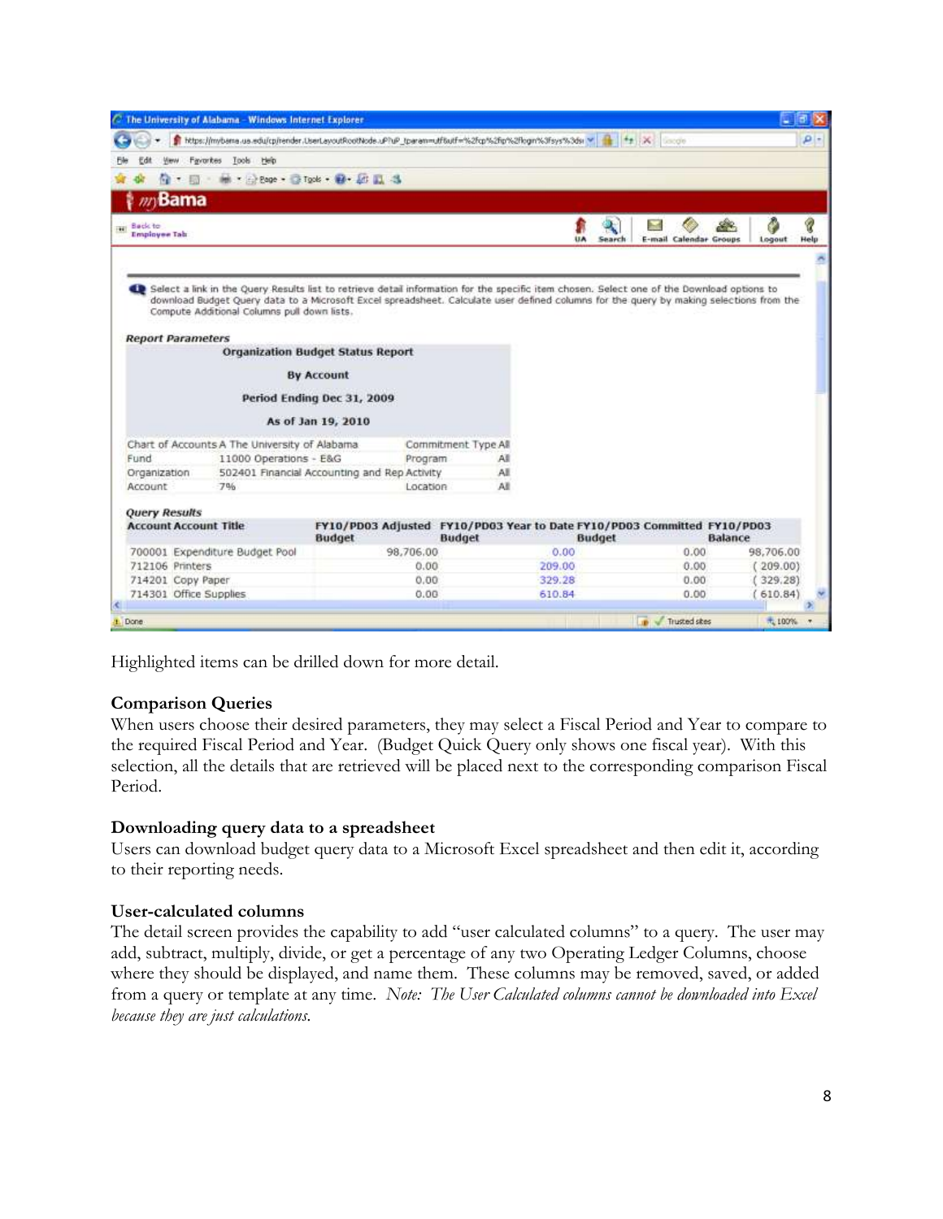Select a link in the Query Results list to retrieve detail information for the specific item chosen. Select one of the Download options to download Budget Query data to a Microsoft Excel spreadsheet. Calculate user defined columns for the query by making selections from the Compute Additional Columns pull down lists.

**Report Parameters**

**Organization Budget Status Report**

**By Account**

**Period Ending Dec 31, 2009**

**As of Jan 19, 2010**

| | | | |
|---|---|---|---|
| Chart of Accounts | A The University of Alabama | Commitment Type | All |
| Fund | 11000 Operations - E&G | Program | All |
| Organization | 502401 Financial Accounting and Rep Activity | | All |
| Account | 7% | Location | All |

**Query Results**

| Account | Account Title | FY10/PD03 Adjusted Budget | FY10/PD03 Year to Date Budget | FY10/PD03 Committed Budget | FY10/PD03 Balance |
|---|---|---|---|---|---|
| 700001 | Expenditure Budget Pool | 98,706.00 | 0.00 | 0.00 | 98,706.00 |
| 712106 | Printers | 0.00 | 209.00 | 0.00 | ( 209.00) |
| 714201 | Copy Paper | 0.00 | 329.28 | 0.00 | ( 329.28) |
| 714301 | Office Supplies | 0.00 | 610.84 | 0.00 | ( 610.84) |

Highlighted items can be drilled down for more detail.

### Comparison Queries

When users choose their desired parameters, they may select a Fiscal Period and Year to compare to the required Fiscal Period and Year. (Budget Quick Query only shows one fiscal year). With this selection, all the details that are retrieved will be placed next to the corresponding comparison Fiscal Period.

### Downloading query data to a spreadsheet

Users can download budget query data to a Microsoft Excel spreadsheet and then edit it, according to their reporting needs.

### User-calculated columns

The detail screen provides the capability to add "user calculated columns" to a query. The user may add, subtract, multiply, divide, or get a percentage of any two Operating Ledger Columns, choose where they should be displayed, and name them. These columns may be removed, saved, or added from a query or template at any time. *Note: The User Calculated columns cannot be downloaded into Excel because they are just calculations.*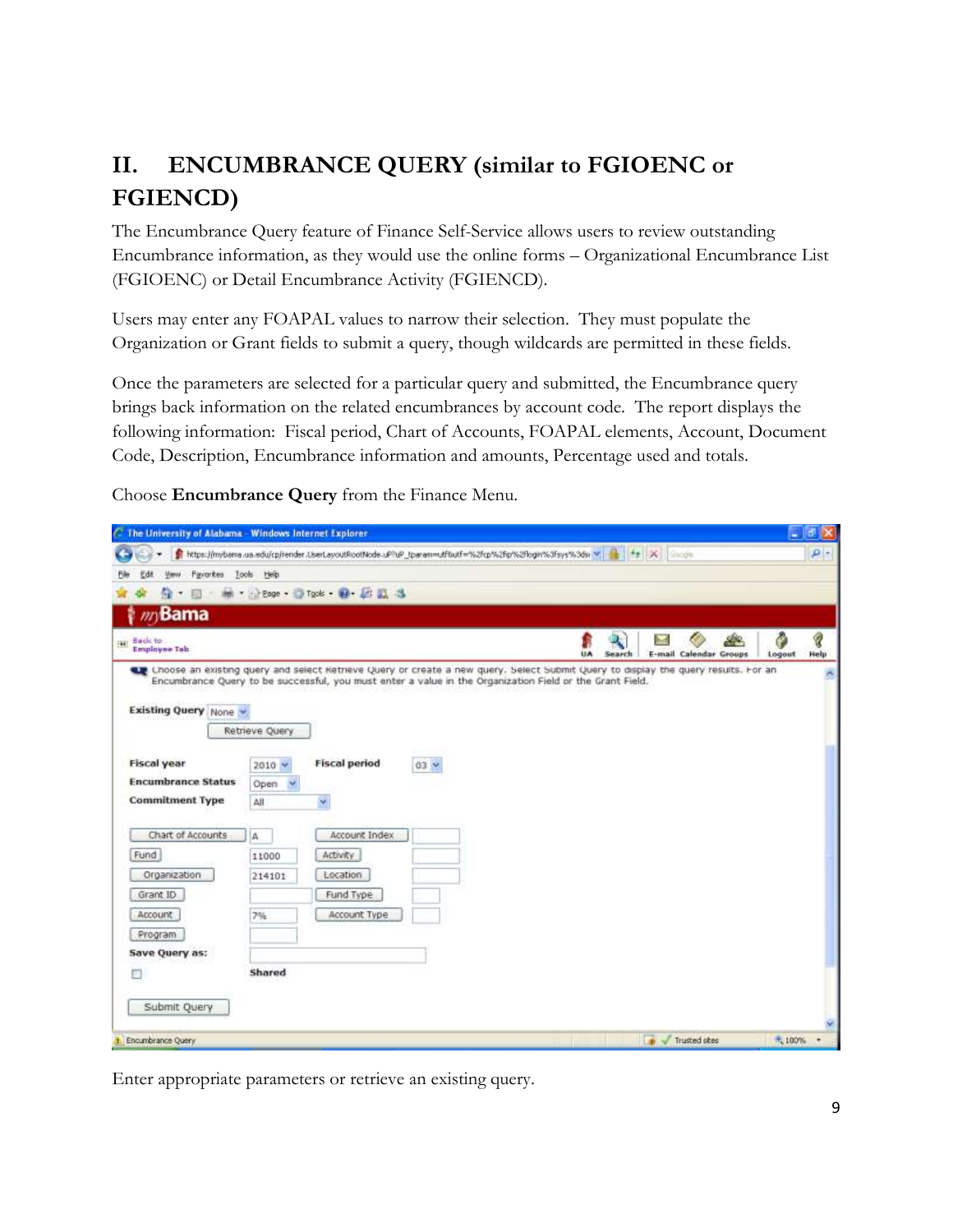## II. ENCUMBRANCE QUERY (similar to FGIOENC or FGIENCD)

The Encumbrance Query feature of Finance Self-Service allows users to review outstanding Encumbrance information, as they would use the online forms – Organizational Encumbrance List (FGIOENC) or Detail Encumbrance Activity (FGIENCD).

Users may enter any FOAPAL values to narrow their selection. They must populate the Organization or Grant fields to submit a query, though wildcards are permitted in these fields.

Once the parameters are selected for a particular query and submitted, the Encumbrance query brings back information on the related encumbrances by account code. The report displays the following information: Fiscal period, Chart of Accounts, FOAPAL elements, Account, Document Code, Description, Encumbrance information and amounts, Percentage used and totals.

Choose **Encumbrance Query** from the Finance Menu.

Enter appropriate parameters or retrieve an existing query.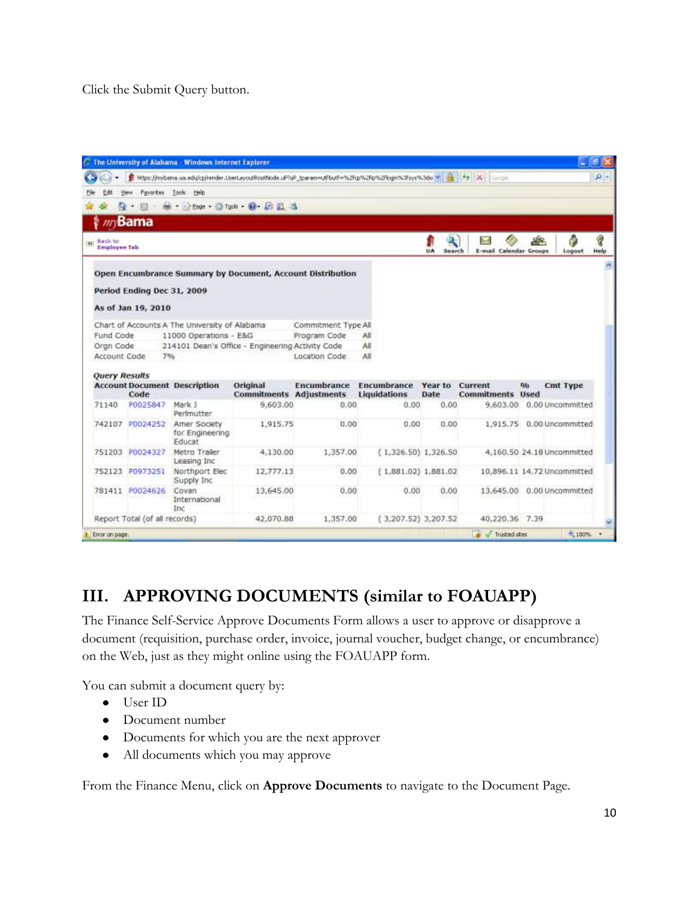Click the Submit Query button.

The University of Alabama - Windows Internet Explorer

myBama

Open Encumbrance Summary by Document, Account Distribution

Period Ending Dec 31, 2009

As of Jan 19, 2010

| | | | |
|---|---|---|---|
| Chart of Accounts | A The University of Alabama | Commitment Type | All |
| Fund Code | 11000 Operations - E&G | Program Code | All |
| Orgn Code | 214101 Dean's Office - Engineering | Activity Code | All |
| Account Code | 7% | Location Code | All |

*Query Results*

| Account | Document Code | Description | Original Commitments | Encumbrance Adjustments | Encumbrance Liquidations | Year to Date | Current Commitments | % Used | Cmt Type |
|---|---|---|---|---|---|---|---|---|---|
| 71140 | P0025847 | Mark J Perlmutter | 9,603.00 | 0.00 | 0.00 | 0.00 | 9,603.00 | 0.00 | Uncommitted |
| 742107 | P0024252 | Amer Society for Engineering Educat | 1,915.75 | 0.00 | 0.00 | 0.00 | 1,915.75 | 0.00 | Uncommitted |
| 751203 | P0024327 | Metro Trailer Leasing Inc | 4,130.00 | 1,357.00 | ( 1,326.50) | 1,326.50 | 4,160.50 | 24.18 | Uncommitted |
| 752123 | P0973251 | Northport Elec Supply Inc | 12,777.13 | 0.00 | ( 1,881.02) | 1,881.02 | 10,896.11 | 14.72 | Uncommitted |
| 781411 | P0024626 | Covan International Inc | 13,645.00 | 0.00 | 0.00 | 0.00 | 13,645.00 | 0.00 | Uncommitted |
| Report Total (of all records) | | | 42,070.88 | 1,357.00 | ( 3,207.52) | 3,207.52 | 40,220.36 | 7.39 | |

## III. APPROVING DOCUMENTS (similar to FOAUAPP)

The Finance Self-Service Approve Documents Form allows a user to approve or disapprove a document (requisition, purchase order, invoice, journal voucher, budget change, or encumbrance) on the Web, just as they might online using the FOAUAPP form.

You can submit a document query by:

- User ID
- Document number
- Documents for which you are the next approver
- All documents which you may approve

From the Finance Menu, click on **Approve Documents** to navigate to the Document Page.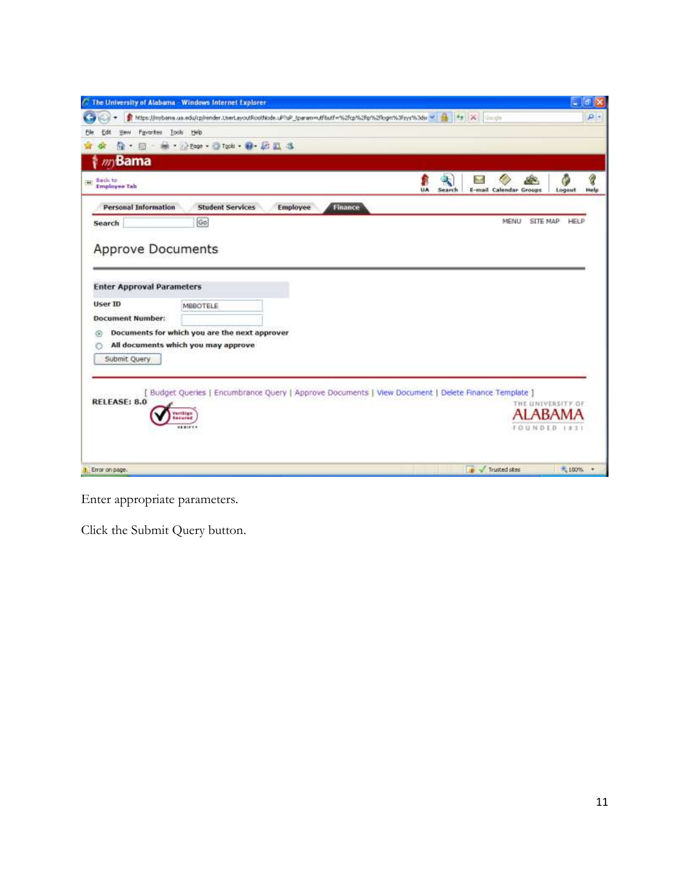Enter appropriate parameters.

Click the Submit Query button.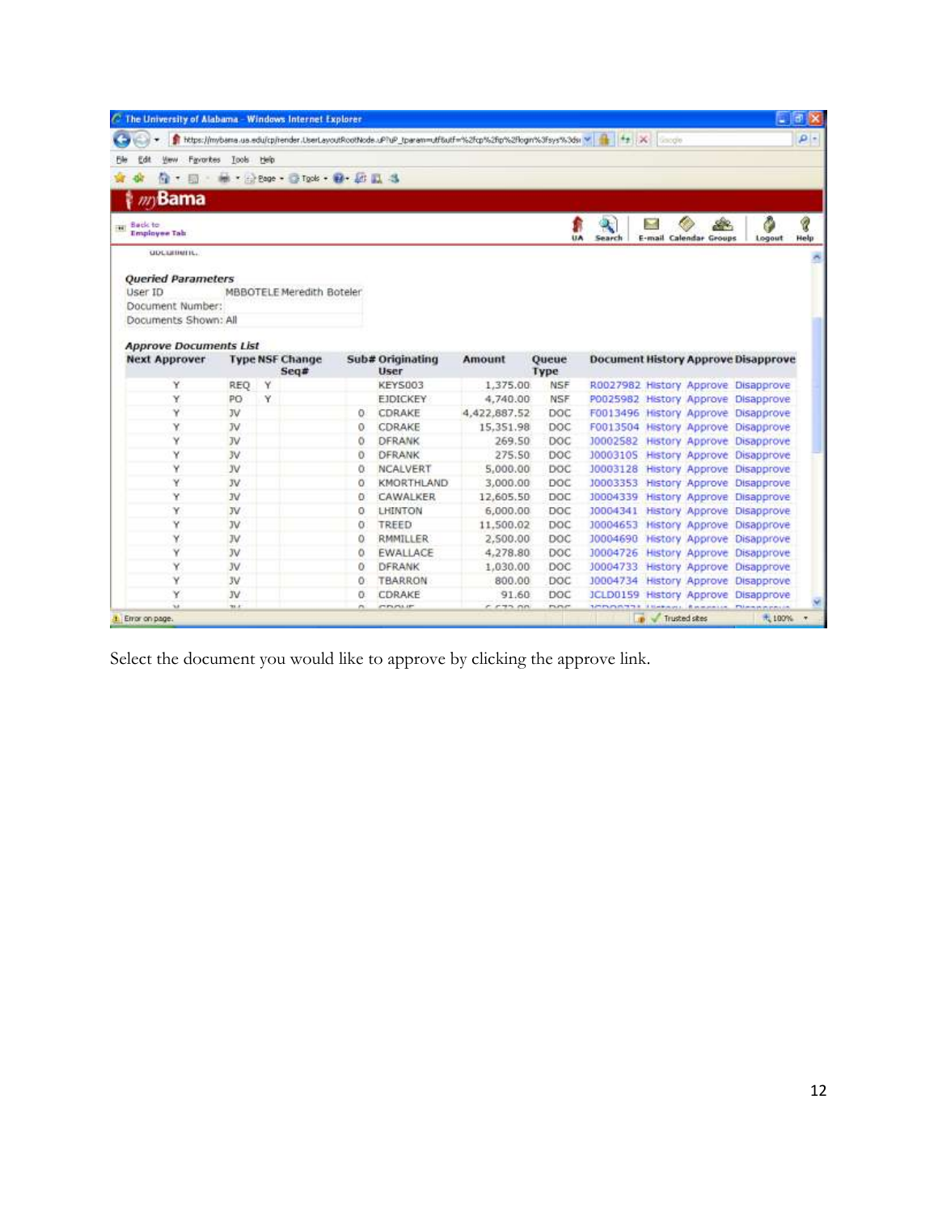The University of Alabama - Windows Internet Explorer

myBama

Back to Employee Tab

**Queried Parameters**

| | |
|---|---|
| User ID | MBBOTELE Meredith Boteler |
| Document Number: | |
| Documents Shown: All | |

**Approve Documents List**

| Next Approver | Type | NSF | Change Seq# | Sub# | Originating User | Amount | Queue Type | Document | History | Approve | Disapprove |
|---|---|---|---|---|---|---|---|---|---|---|---|
| Y | REQ | Y | | | KEYS003 | 1,375.00 | NSF | R0027982 | History | Approve | Disapprove |
| Y | PO | Y | | | EJDICKEY | 4,740.00 | NSF | P0025982 | History | Approve | Disapprove |
| Y | JV | | | 0 | CDRAKE | 4,422,887.52 | DOC | F0013496 | History | Approve | Disapprove |
| Y | JV | | | 0 | CDRAKE | 15,351.98 | DOC | F0013504 | History | Approve | Disapprove |
| Y | JV | | | 0 | DFRANK | 269.50 | DOC | J0002582 | History | Approve | Disapprove |
| Y | JV | | | 0 | DFRANK | 275.50 | DOC | J0003105 | History | Approve | Disapprove |
| Y | JV | | | 0 | NCALVERT | 5,000.00 | DOC | J0003128 | History | Approve | Disapprove |
| Y | JV | | | 0 | KMORTHLAND | 3,000.00 | DOC | J0003353 | History | Approve | Disapprove |
| Y | JV | | | 0 | CAWALKER | 12,605.50 | DOC | J0004339 | History | Approve | Disapprove |
| Y | JV | | | 0 | LHINTON | 6,000.00 | DOC | J0004341 | History | Approve | Disapprove |
| Y | JV | | | 0 | TREED | 11,500.02 | DOC | J0004653 | History | Approve | Disapprove |
| Y | JV | | | 0 | RMMILLER | 2,500.00 | DOC | J0004690 | History | Approve | Disapprove |
| Y | JV | | | 0 | EWALLACE | 4,278.80 | DOC | J0004726 | History | Approve | Disapprove |
| Y | JV | | | 0 | DFRANK | 1,030.00 | DOC | J0004733 | History | Approve | Disapprove |
| Y | JV | | | 0 | TBARRON | 800.00 | DOC | J0004734 | History | Approve | Disapprove |
| Y | JV | | | 0 | CDRAKE | 91.60 | DOC | JCLD0159 | History | Approve | Disapprove |

Select the document you would like to approve by clicking the approve link.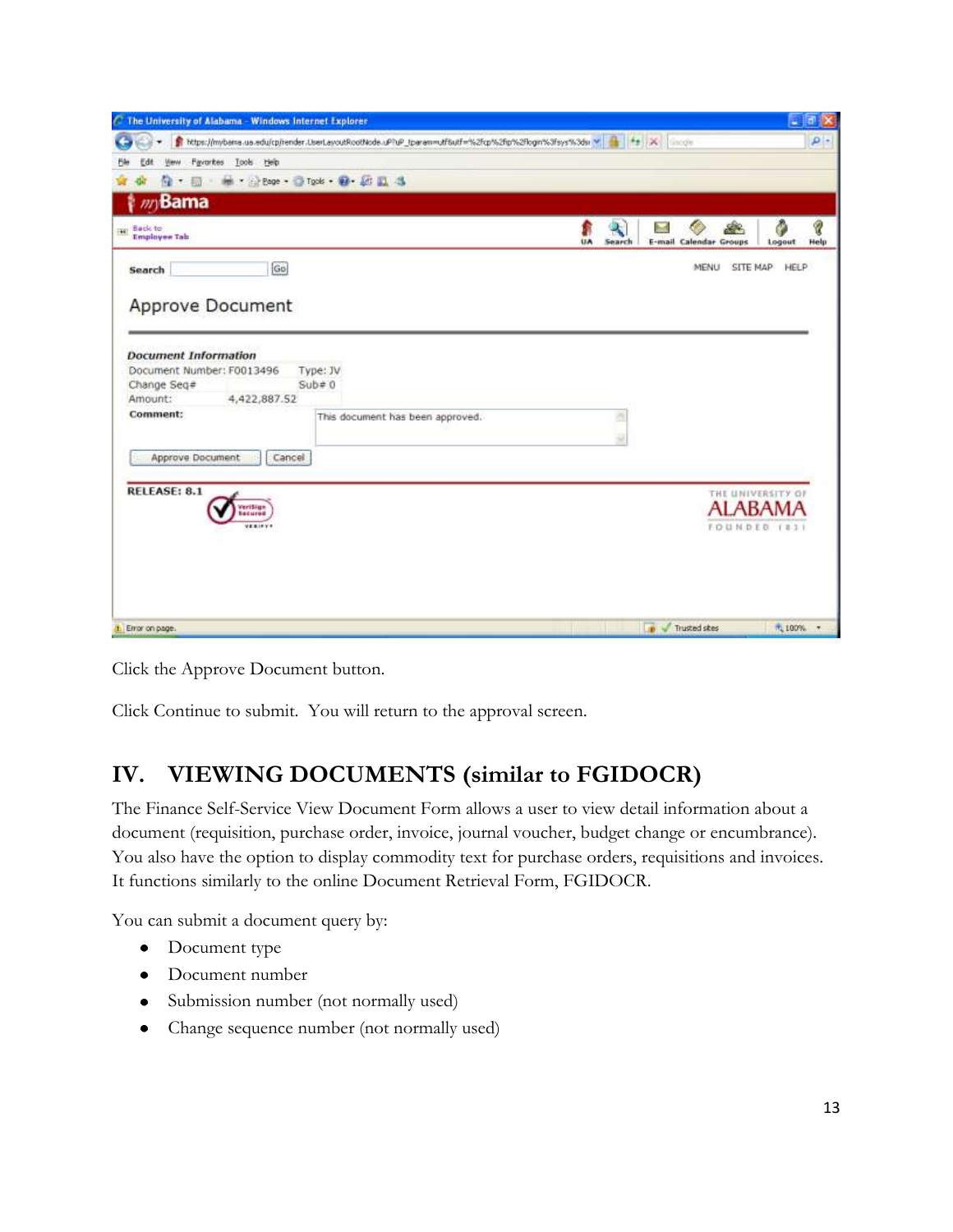Click the Approve Document button.

Click Continue to submit. You will return to the approval screen.

## IV. VIEWING DOCUMENTS (similar to FGIDOCR)

The Finance Self-Service View Document Form allows a user to view detail information about a document (requisition, purchase order, invoice, journal voucher, budget change or encumbrance). You also have the option to display commodity text for purchase orders, requisitions and invoices. It functions similarly to the online Document Retrieval Form, FGIDOCR.

You can submit a document query by:

- Document type
- Document number
- Submission number (not normally used)
- Change sequence number (not normally used)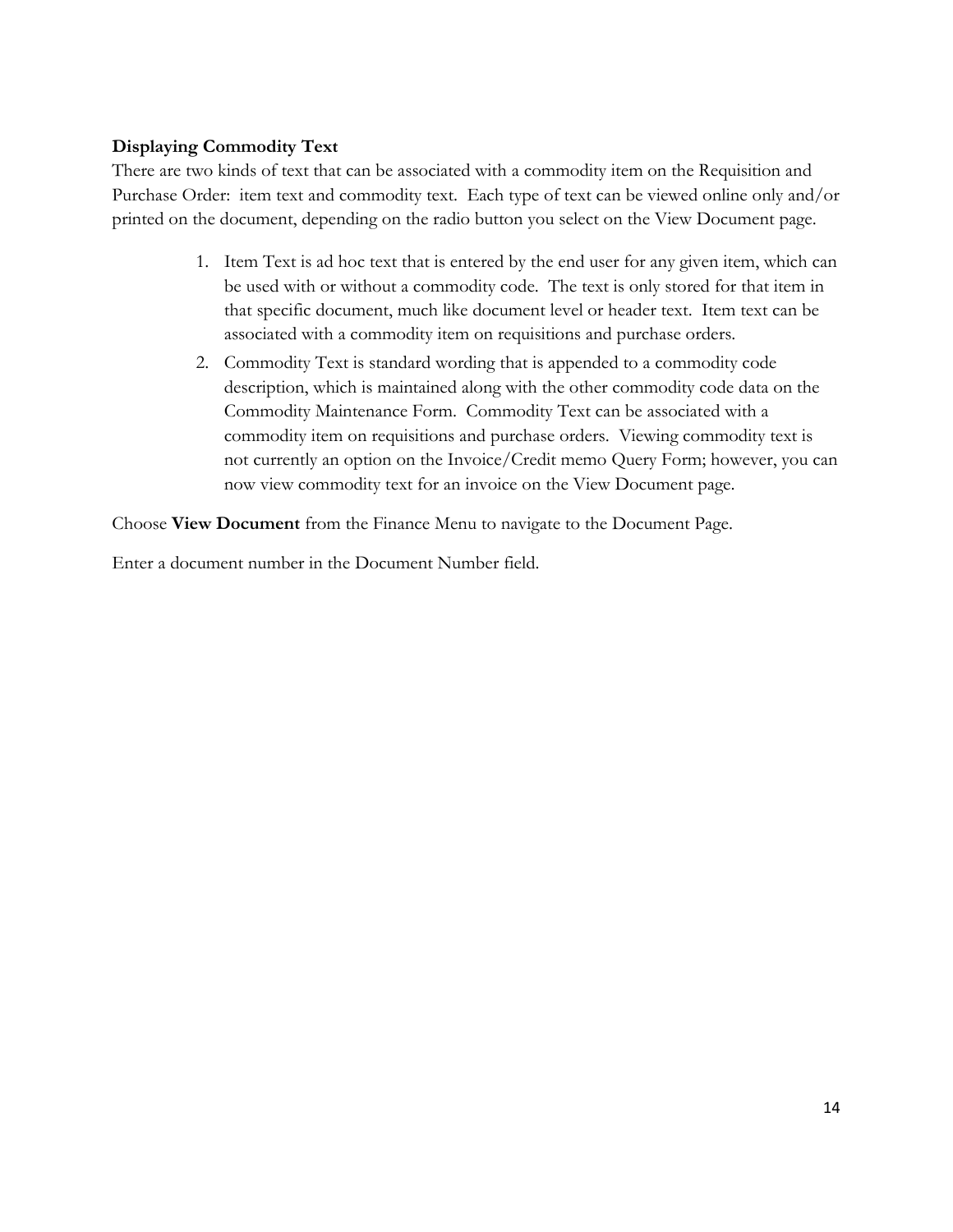**Displaying Commodity Text**

There are two kinds of text that can be associated with a commodity item on the Requisition and Purchase Order: item text and commodity text. Each type of text can be viewed online only and/or printed on the document, depending on the radio button you select on the View Document page.

1. Item Text is ad hoc text that is entered by the end user for any given item, which can be used with or without a commodity code. The text is only stored for that item in that specific document, much like document level or header text. Item text can be associated with a commodity item on requisitions and purchase orders.
2. Commodity Text is standard wording that is appended to a commodity code description, which is maintained along with the other commodity code data on the Commodity Maintenance Form. Commodity Text can be associated with a commodity item on requisitions and purchase orders. Viewing commodity text is not currently an option on the Invoice/Credit memo Query Form; however, you can now view commodity text for an invoice on the View Document page.

Choose **View Document** from the Finance Menu to navigate to the Document Page.

Enter a document number in the Document Number field.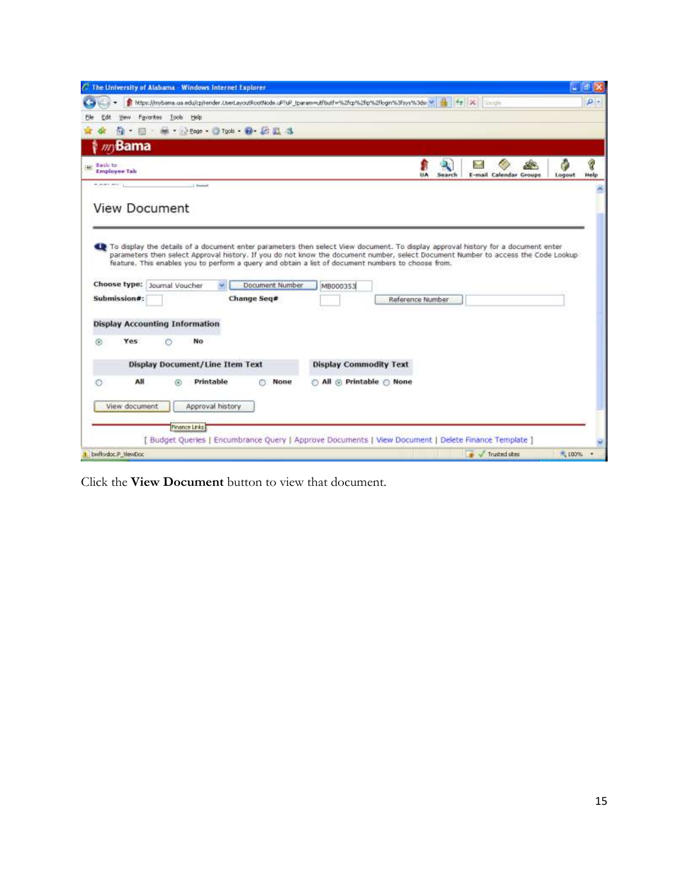Click the **View Document** button to view that document.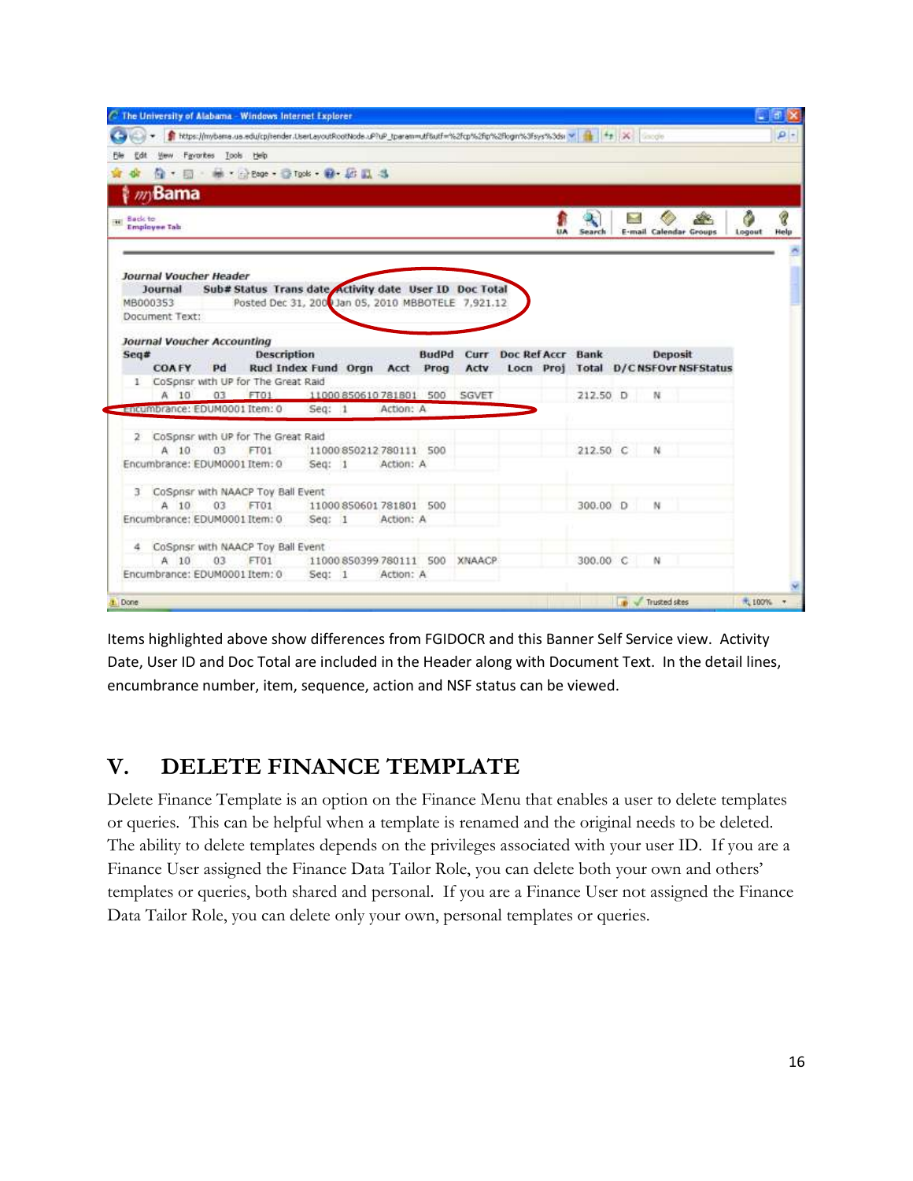**Journal Voucher Header**

| Journal | Sub# | Status | Trans date | Activity date | User ID | Doc Total |
|---|---|---|---|---|---|---|
| MB000353 | | Posted | Dec 31, 2009 | Jan 05, 2010 | MBBOTELE | 7,921.12 |

Document Text:

**Journal Voucher Accounting**

| Seq# | Description | COA | FY | Pd | Rucl | Index | Fund | Orgn | Acct | Prog | Actv | Locn | Proj | Total | D/C | NSF Ovr | NSF Status |
|---|---|---|---|---|---|---|---|---|---|---|---|---|---|---|---|---|---|
| 1 | CoSpnsr with UP for The Great Raid | A | 10 | 03 | FT01 | | 11000 | 850610 | 781801 | 500 | SGVET | | | 212.50 | D | N | |
| | Encumbrance: EDUM0001 Item: 0 Seq: 1 Action: A | | | | | | | | | | | | | | | | |
| 2 | CoSpnsr with UP for The Great Raid | A | 10 | 03 | FT01 | | 11000 | 850212 | 780111 | 500 | | | | 212.50 | C | N | |
| | Encumbrance: EDUM0001 Item: 0 Seq: 1 Action: A | | | | | | | | | | | | | | | | |
| 3 | CoSpnsr with NAACP Toy Ball Event | A | 10 | 03 | FT01 | | 11000 | 850601 | 781801 | 500 | | | | 300.00 | D | N | |
| | Encumbrance: EDUM0001 Item: 0 Seq: 1 Action: A | | | | | | | | | | | | | | | | |
| 4 | CoSpnsr with NAACP Toy Ball Event | A | 10 | 03 | FT01 | | 11000 | 850399 | 780111 | 500 | XNAACP | | | 300.00 | C | N | |
| | Encumbrance: EDUM0001 Item: 0 Seq: 1 Action: A | | | | | | | | | | | | | | | | |

Items highlighted above show differences from FGIDOCR and this Banner Self Service view. Activity Date, User ID and Doc Total are included in the Header along with Document Text. In the detail lines, encumbrance number, item, sequence, action and NSF status can be viewed.

# V. DELETE FINANCE TEMPLATE

Delete Finance Template is an option on the Finance Menu that enables a user to delete templates or queries. This can be helpful when a template is renamed and the original needs to be deleted. The ability to delete templates depends on the privileges associated with your user ID. If you are a Finance User assigned the Finance Data Tailor Role, you can delete both your own and others' templates or queries, both shared and personal. If you are a Finance User not assigned the Finance Data Tailor Role, you can delete only your own, personal templates or queries.